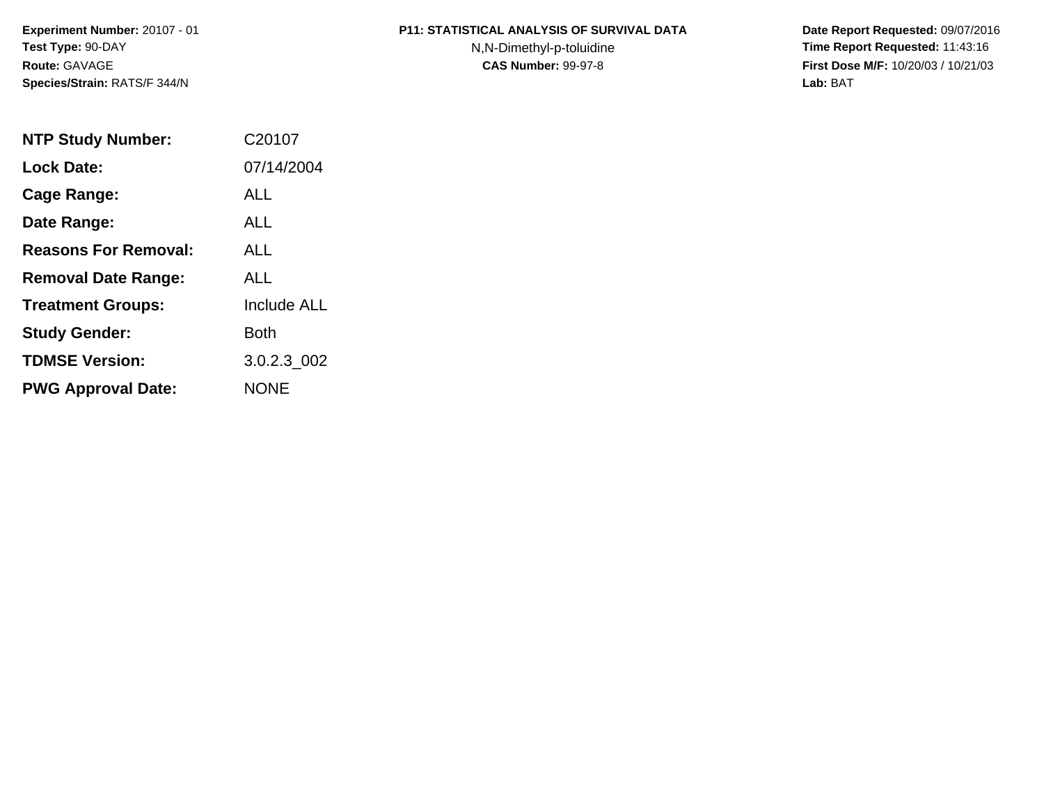**Experiment Number:** 20107 - 01
**Test Type:** 90-DAY
**Route:** GAVAGE
**Species/Strain:** RATS/F 344/N

**P11: STATISTICAL ANALYSIS OF SURVIVAL DATA**
N,N-Dimethyl-p-toluidine
**CAS Number:** 99-97-8

**Date Report Requested:** 09/07/2016
**Time Report Requested:** 11:43:16
**First Dose M/F:** 10/20/03 / 10/21/03
**Lab:** BAT

| | |
|---|---|
| **NTP Study Number:** | C20107 |
| **Lock Date:** | 07/14/2004 |
| **Cage Range:** | ALL |
| **Date Range:** | ALL |
| **Reasons For Removal:** | ALL |
| **Removal Date Range:** | ALL |
| **Treatment Groups:** | Include ALL |
| **Study Gender:** | Both |
| **TDMSE Version:** | 3.0.2.3_002 |
| **PWG Approval Date:** | NONE |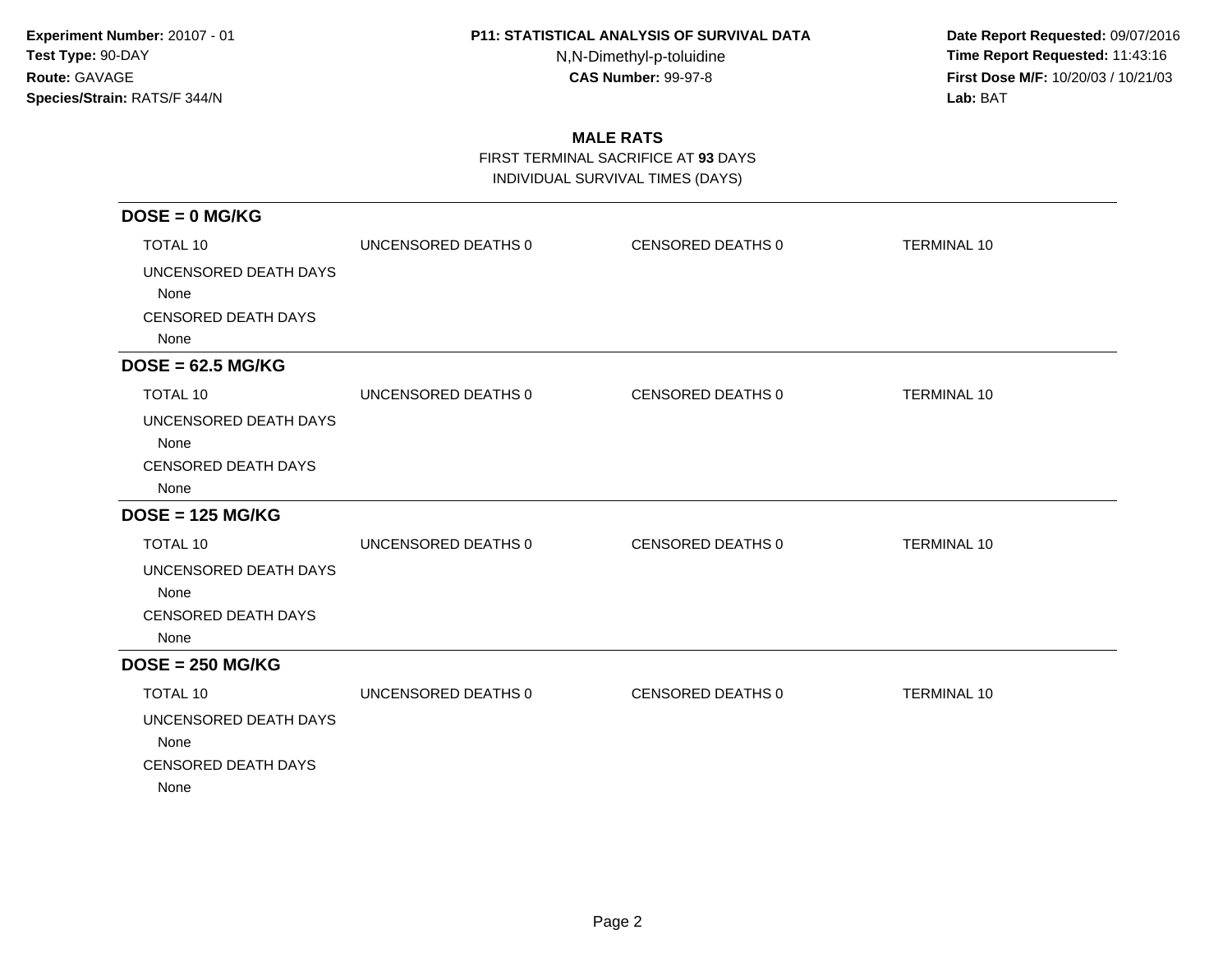**Experiment Number:** 20107 - 01
**Test Type:** 90-DAY
**Route:** GAVAGE
**Species/Strain:** RATS/F 344/N

**P11: STATISTICAL ANALYSIS OF SURVIVAL DATA**
N,N-Dimethyl-p-toluidine
**CAS Number:** 99-97-8

**Date Report Requested:** 09/07/2016
**Time Report Requested:** 11:43:16
**First Dose M/F:** 10/20/03 / 10/21/03
**Lab:** BAT

## MALE RATS

FIRST TERMINAL SACRIFICE AT **93** DAYS
INDIVIDUAL SURVIVAL TIMES (DAYS)

### DOSE = 0 MG/KG

TOTAL 10 | UNCENSORED DEATHS 0 | CENSORED DEATHS 0 | TERMINAL 10

UNCENSORED DEATH DAYS
None

CENSORED DEATH DAYS
None

### DOSE = 62.5 MG/KG

TOTAL 10 | UNCENSORED DEATHS 0 | CENSORED DEATHS 0 | TERMINAL 10

UNCENSORED DEATH DAYS
None

CENSORED DEATH DAYS
None

### DOSE = 125 MG/KG

TOTAL 10 | UNCENSORED DEATHS 0 | CENSORED DEATHS 0 | TERMINAL 10

UNCENSORED DEATH DAYS
None

CENSORED DEATH DAYS
None

### DOSE = 250 MG/KG

TOTAL 10 | UNCENSORED DEATHS 0 | CENSORED DEATHS 0 | TERMINAL 10

UNCENSORED DEATH DAYS
None

CENSORED DEATH DAYS
None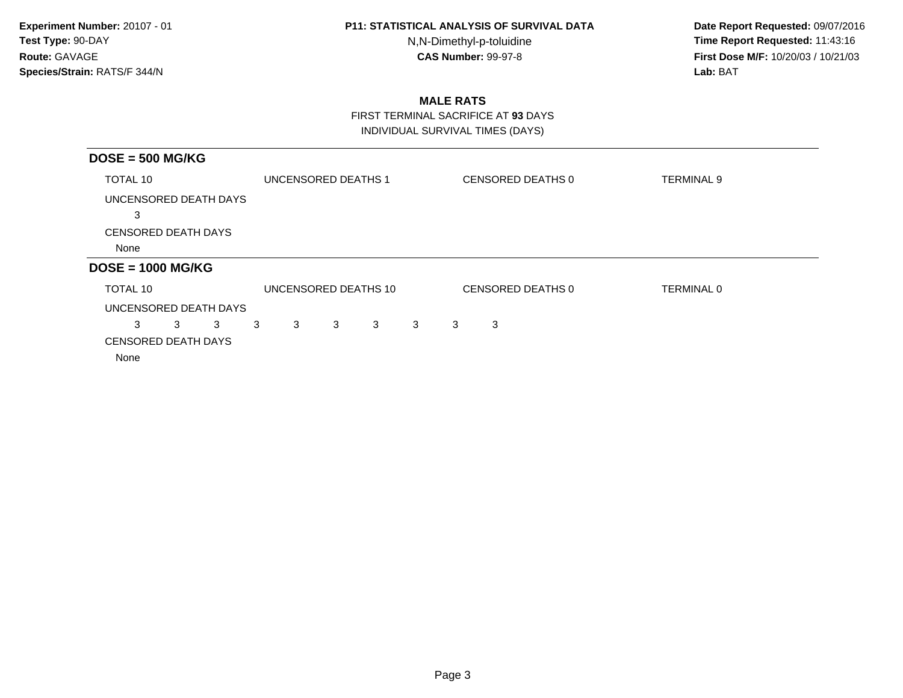**Experiment Number:** 20107 - 01
**Test Type:** 90-DAY
**Route:** GAVAGE
**Species/Strain:** RATS/F 344/N

**P11: STATISTICAL ANALYSIS OF SURVIVAL DATA**
N,N-Dimethyl-p-toluidine
**CAS Number:** 99-97-8

**Date Report Requested:** 09/07/2016
**Time Report Requested:** 11:43:16
**First Dose M/F:** 10/20/03 / 10/21/03
**Lab:** BAT

## MALE RATS

FIRST TERMINAL SACRIFICE AT **93** DAYS
INDIVIDUAL SURVIVAL TIMES (DAYS)

### DOSE = 500 MG/KG

TOTAL 10 | UNCENSORED DEATHS 1 | CENSORED DEATHS 0 | TERMINAL 9

UNCENSORED DEATH DAYS

3

CENSORED DEATH DAYS

None

### DOSE = 1000 MG/KG

TOTAL 10 | UNCENSORED DEATHS 10 | CENSORED DEATHS 0 | TERMINAL 0

UNCENSORED DEATH DAYS

3 3 3 3 3 3 3 3 3 3

CENSORED DEATH DAYS

None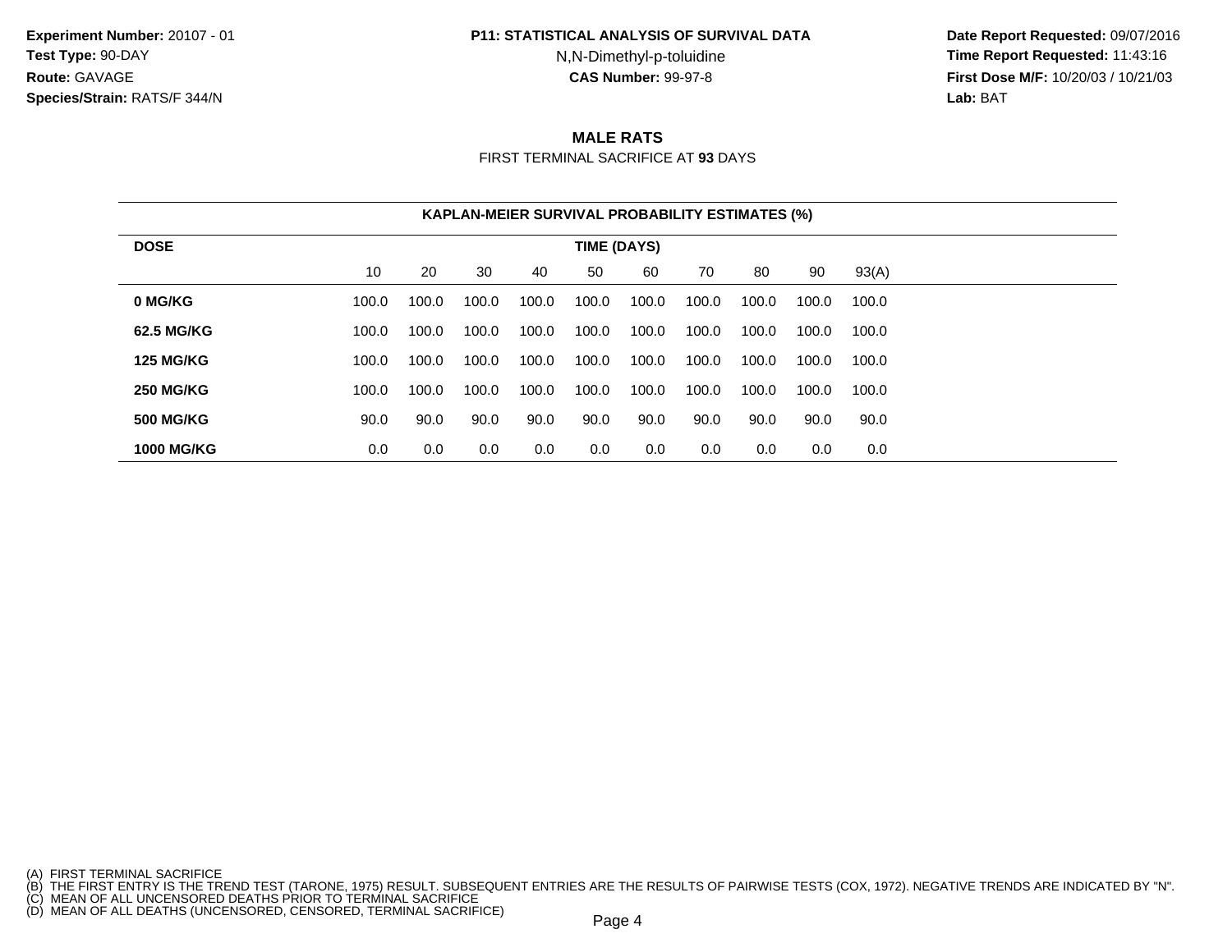**Experiment Number:** 20107 - 01
**Test Type:** 90-DAY
**Route:** GAVAGE
**Species/Strain:** RATS/F 344/N

**P11: STATISTICAL ANALYSIS OF SURVIVAL DATA**
N,N-Dimethyl-p-toluidine
**CAS Number:** 99-97-8

**Date Report Requested:** 09/07/2016
**Time Report Requested:** 11:43:16
**First Dose M/F:** 10/20/03 / 10/21/03
**Lab:** BAT

## MALE RATS

FIRST TERMINAL SACRIFICE AT **93** DAYS

**KAPLAN-MEIER SURVIVAL PROBABILITY ESTIMATES (%)**

| DOSE | TIME (DAYS) | | | | | | | | | |
|---|---|---|---|---|---|---|---|---|---|---|
| | 10 | 20 | 30 | 40 | 50 | 60 | 70 | 80 | 90 | 93(A) |
| **0 MG/KG** | 100.0 | 100.0 | 100.0 | 100.0 | 100.0 | 100.0 | 100.0 | 100.0 | 100.0 | 100.0 |
| **62.5 MG/KG** | 100.0 | 100.0 | 100.0 | 100.0 | 100.0 | 100.0 | 100.0 | 100.0 | 100.0 | 100.0 |
| **125 MG/KG** | 100.0 | 100.0 | 100.0 | 100.0 | 100.0 | 100.0 | 100.0 | 100.0 | 100.0 | 100.0 |
| **250 MG/KG** | 100.0 | 100.0 | 100.0 | 100.0 | 100.0 | 100.0 | 100.0 | 100.0 | 100.0 | 100.0 |
| **500 MG/KG** | 90.0 | 90.0 | 90.0 | 90.0 | 90.0 | 90.0 | 90.0 | 90.0 | 90.0 | 90.0 |
| **1000 MG/KG** | 0.0 | 0.0 | 0.0 | 0.0 | 0.0 | 0.0 | 0.0 | 0.0 | 0.0 | 0.0 |

(A) FIRST TERMINAL SACRIFICE
(B) THE FIRST ENTRY IS THE TREND TEST (TARONE, 1975) RESULT. SUBSEQUENT ENTRIES ARE THE RESULTS OF PAIRWISE TESTS (COX, 1972). NEGATIVE TRENDS ARE INDICATED BY "N".
(C) MEAN OF ALL UNCENSORED DEATHS PRIOR TO TERMINAL SACRIFICE
(D) MEAN OF ALL DEATHS (UNCENSORED, CENSORED, TERMINAL SACRIFICE)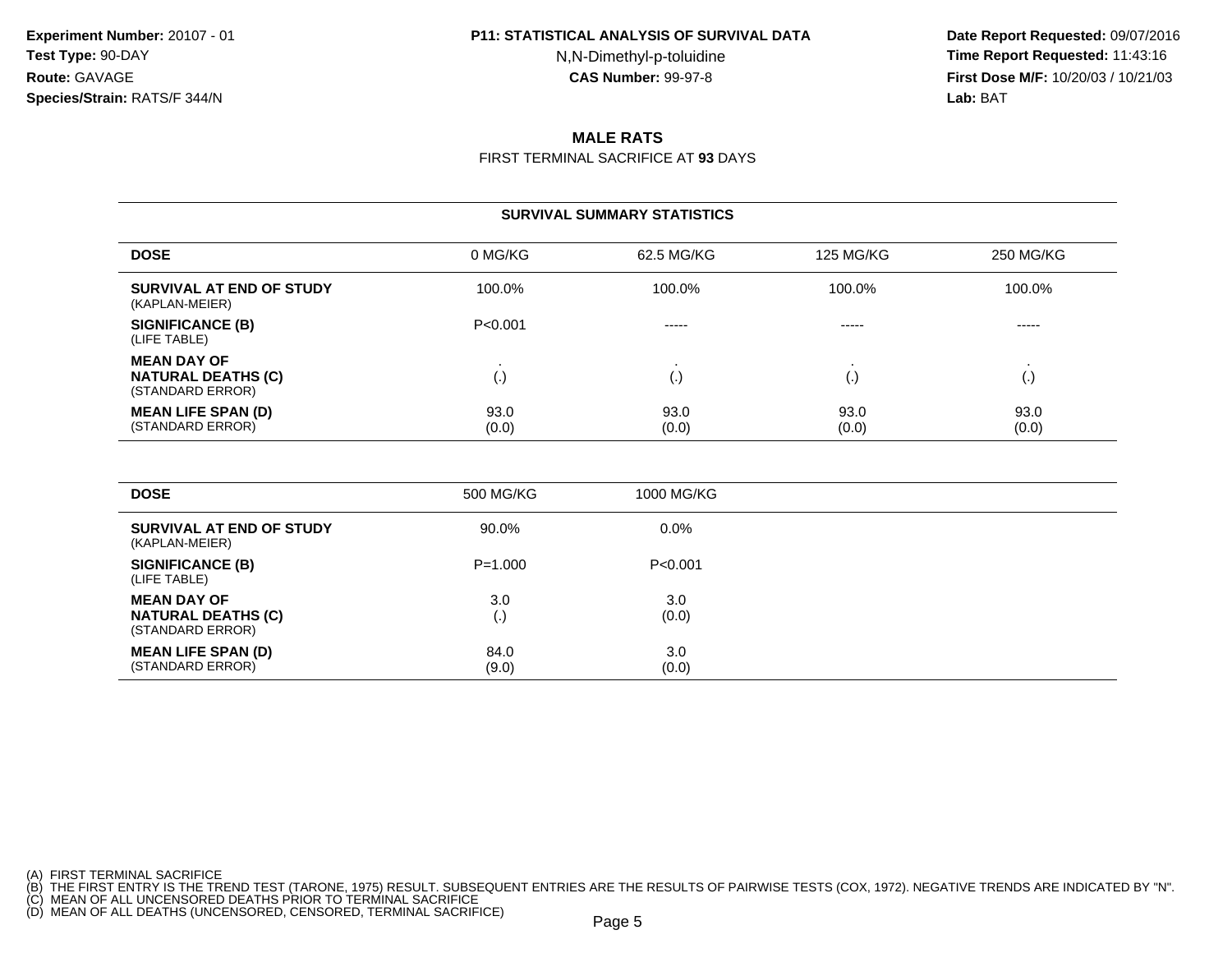**Experiment Number:** 20107 - 01
**Test Type:** 90-DAY
**Route:** GAVAGE
**Species/Strain:** RATS/F 344/N

**P11: STATISTICAL ANALYSIS OF SURVIVAL DATA**
N,N-Dimethyl-p-toluidine
**CAS Number:** 99-97-8

**Date Report Requested:** 09/07/2016
**Time Report Requested:** 11:43:16
**First Dose M/F:** 10/20/03 / 10/21/03
**Lab:** BAT

## MALE RATS

FIRST TERMINAL SACRIFICE AT **93** DAYS

### SURVIVAL SUMMARY STATISTICS

| DOSE | 0 MG/KG | 62.5 MG/KG | 125 MG/KG | 250 MG/KG |
|---|---|---|---|---|
| **SURVIVAL AT END OF STUDY** (KAPLAN-MEIER) | 100.0% | 100.0% | 100.0% | 100.0% |
| **SIGNIFICANCE (B)** (LIFE TABLE) | P<0.001 | ----- | ----- | ----- |
| **MEAN DAY OF NATURAL DEATHS (C)** (STANDARD ERROR) | . (.) | . (.) | . (.) | . (.) |
| **MEAN LIFE SPAN (D)** (STANDARD ERROR) | 93.0 (0.0) | 93.0 (0.0) | 93.0 (0.0) | 93.0 (0.0) |

| DOSE | 500 MG/KG | 1000 MG/KG |
|---|---|---|
| **SURVIVAL AT END OF STUDY** (KAPLAN-MEIER) | 90.0% | 0.0% |
| **SIGNIFICANCE (B)** (LIFE TABLE) | P=1.000 | P<0.001 |
| **MEAN DAY OF NATURAL DEATHS (C)** (STANDARD ERROR) | 3.0 (.) | 3.0 (0.0) |
| **MEAN LIFE SPAN (D)** (STANDARD ERROR) | 84.0 (9.0) | 3.0 (0.0) |

(A) FIRST TERMINAL SACRIFICE
(B) THE FIRST ENTRY IS THE TREND TEST (TARONE, 1975) RESULT. SUBSEQUENT ENTRIES ARE THE RESULTS OF PAIRWISE TESTS (COX, 1972). NEGATIVE TRENDS ARE INDICATED BY "N".
(C) MEAN OF ALL UNCENSORED DEATHS PRIOR TO TERMINAL SACRIFICE
(D) MEAN OF ALL DEATHS (UNCENSORED, CENSORED, TERMINAL SACRIFICE)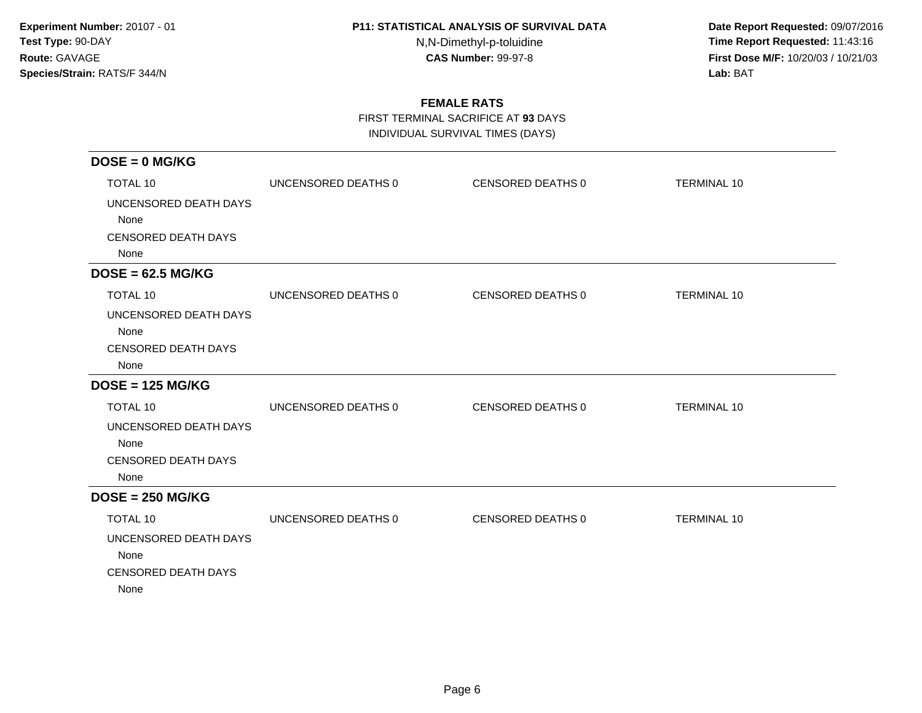**Experiment Number:** 20107 - 01
**Test Type:** 90-DAY
**Route:** GAVAGE
**Species/Strain:** RATS/F 344/N

**P11: STATISTICAL ANALYSIS OF SURVIVAL DATA**
N,N-Dimethyl-p-toluidine
**CAS Number:** 99-97-8

**Date Report Requested:** 09/07/2016
**Time Report Requested:** 11:43:16
**First Dose M/F:** 10/20/03 / 10/21/03
**Lab:** BAT

## FEMALE RATS

FIRST TERMINAL SACRIFICE AT **93** DAYS
INDIVIDUAL SURVIVAL TIMES (DAYS)

### DOSE = 0 MG/KG

TOTAL 10 UNCENSORED DEATHS 0 CENSORED DEATHS 0 TERMINAL 10

UNCENSORED DEATH DAYS
None

CENSORED DEATH DAYS
None

### DOSE = 62.5 MG/KG

TOTAL 10 UNCENSORED DEATHS 0 CENSORED DEATHS 0 TERMINAL 10

UNCENSORED DEATH DAYS
None

CENSORED DEATH DAYS
None

### DOSE = 125 MG/KG

TOTAL 10 UNCENSORED DEATHS 0 CENSORED DEATHS 0 TERMINAL 10

UNCENSORED DEATH DAYS
None

CENSORED DEATH DAYS
None

### DOSE = 250 MG/KG

TOTAL 10 UNCENSORED DEATHS 0 CENSORED DEATHS 0 TERMINAL 10

UNCENSORED DEATH DAYS
None

CENSORED DEATH DAYS
None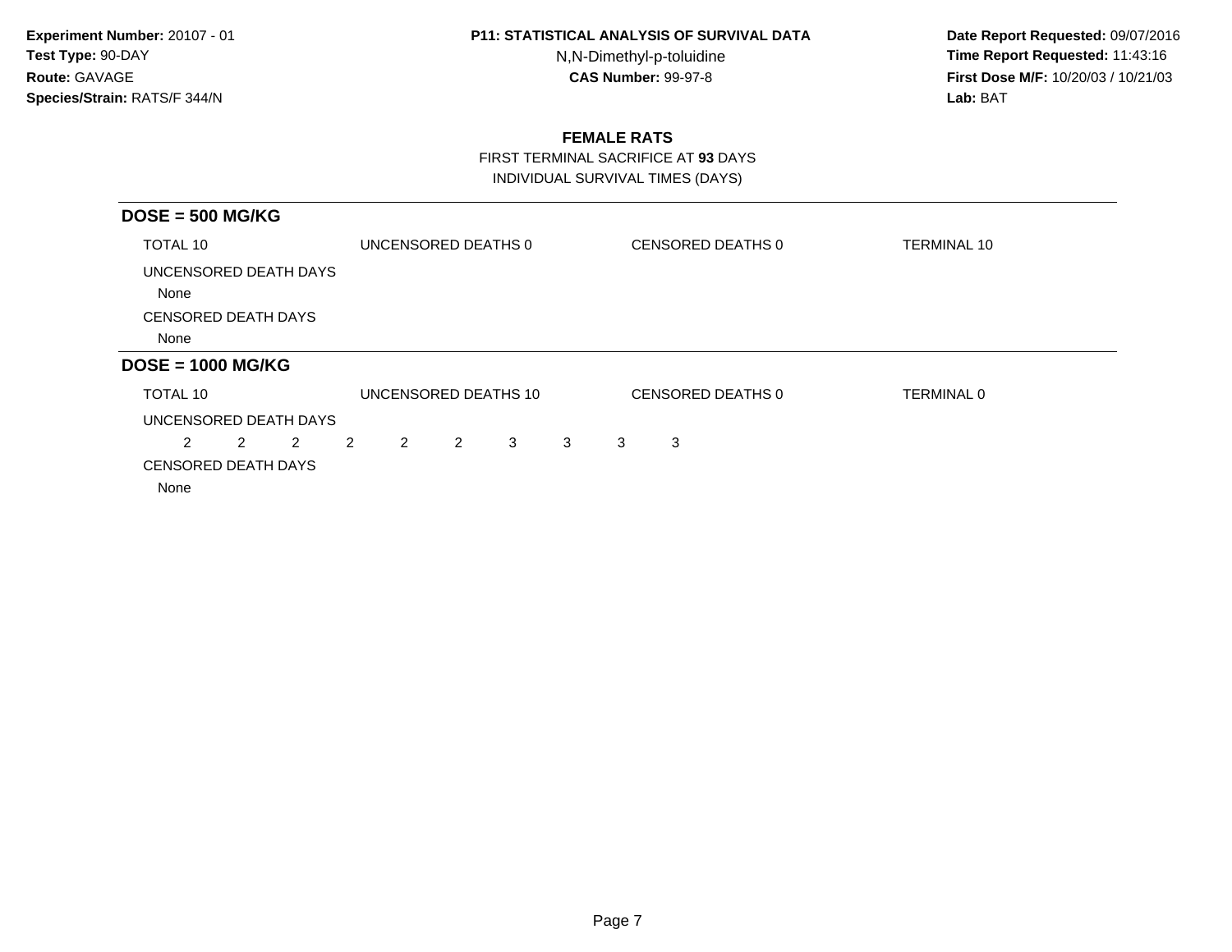**Experiment Number:** 20107 - 01
**Test Type:** 90-DAY
**Route:** GAVAGE
**Species/Strain:** RATS/F 344/N

**P11: STATISTICAL ANALYSIS OF SURVIVAL DATA**
N,N-Dimethyl-p-toluidine
**CAS Number:** 99-97-8

**Date Report Requested:** 09/07/2016
**Time Report Requested:** 11:43:16
**First Dose M/F:** 10/20/03 / 10/21/03
**Lab:** BAT

# FEMALE RATS

FIRST TERMINAL SACRIFICE AT **93** DAYS
INDIVIDUAL SURVIVAL TIMES (DAYS)

## DOSE = 500 MG/KG

TOTAL 10 | UNCENSORED DEATHS 0 | CENSORED DEATHS 0 | TERMINAL 10

UNCENSORED DEATH DAYS
None

CENSORED DEATH DAYS
None

## DOSE = 1000 MG/KG

TOTAL 10 | UNCENSORED DEATHS 10 | CENSORED DEATHS 0 | TERMINAL 0

UNCENSORED DEATH DAYS
2 2 2 2 2 2 3 3 3 3

CENSORED DEATH DAYS
None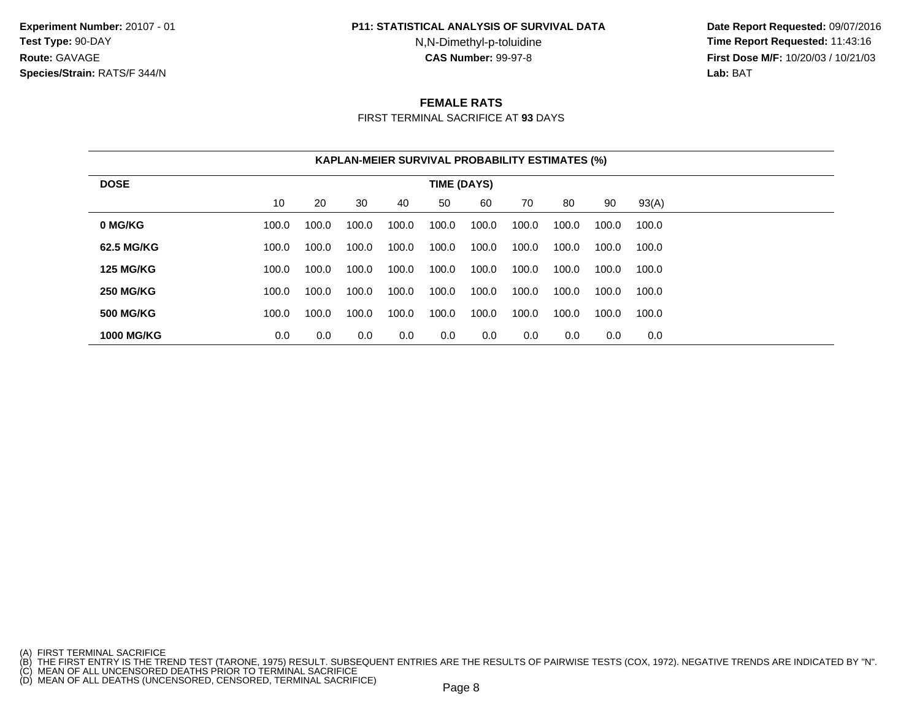**Experiment Number:** 20107 - 01
**Test Type:** 90-DAY
**Route:** GAVAGE
**Species/Strain:** RATS/F 344/N

**P11: STATISTICAL ANALYSIS OF SURVIVAL DATA**
N,N-Dimethyl-p-toluidine
**CAS Number:** 99-97-8

**Date Report Requested:** 09/07/2016
**Time Report Requested:** 11:43:16
**First Dose M/F:** 10/20/03 / 10/21/03
**Lab:** BAT

## FEMALE RATS

FIRST TERMINAL SACRIFICE AT **93** DAYS

**KAPLAN-MEIER SURVIVAL PROBABILITY ESTIMATES (%)**

| DOSE | TIME (DAYS) | | | | | | | | | |
|---|---|---|---|---|---|---|---|---|---|---|
| | 10 | 20 | 30 | 40 | 50 | 60 | 70 | 80 | 90 | 93(A) |
| **0 MG/KG** | 100.0 | 100.0 | 100.0 | 100.0 | 100.0 | 100.0 | 100.0 | 100.0 | 100.0 | 100.0 |
| **62.5 MG/KG** | 100.0 | 100.0 | 100.0 | 100.0 | 100.0 | 100.0 | 100.0 | 100.0 | 100.0 | 100.0 |
| **125 MG/KG** | 100.0 | 100.0 | 100.0 | 100.0 | 100.0 | 100.0 | 100.0 | 100.0 | 100.0 | 100.0 |
| **250 MG/KG** | 100.0 | 100.0 | 100.0 | 100.0 | 100.0 | 100.0 | 100.0 | 100.0 | 100.0 | 100.0 |
| **500 MG/KG** | 100.0 | 100.0 | 100.0 | 100.0 | 100.0 | 100.0 | 100.0 | 100.0 | 100.0 | 100.0 |
| **1000 MG/KG** | 0.0 | 0.0 | 0.0 | 0.0 | 0.0 | 0.0 | 0.0 | 0.0 | 0.0 | 0.0 |

(A) FIRST TERMINAL SACRIFICE
(B) THE FIRST ENTRY IS THE TREND TEST (TARONE, 1975) RESULT. SUBSEQUENT ENTRIES ARE THE RESULTS OF PAIRWISE TESTS (COX, 1972). NEGATIVE TRENDS ARE INDICATED BY "N".
(C) MEAN OF ALL UNCENSORED DEATHS PRIOR TO TERMINAL SACRIFICE
(D) MEAN OF ALL DEATHS (UNCENSORED, CENSORED, TERMINAL SACRIFICE)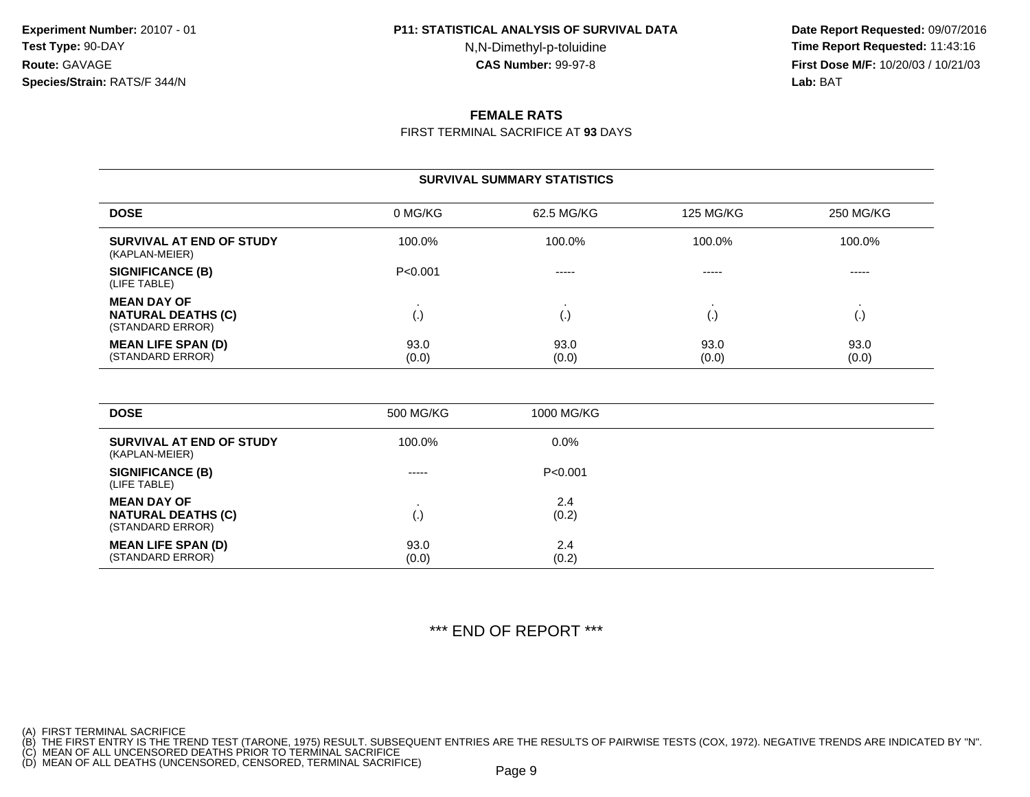**Experiment Number:** 20107 - 01
**Test Type:** 90-DAY
**Route:** GAVAGE
**Species/Strain:** RATS/F 344/N

**P11: STATISTICAL ANALYSIS OF SURVIVAL DATA**
N,N-Dimethyl-p-toluidine
**CAS Number:** 99-97-8

**Date Report Requested:** 09/07/2016
**Time Report Requested:** 11:43:16
**First Dose M/F:** 10/20/03 / 10/21/03
**Lab:** BAT

## FEMALE RATS

FIRST TERMINAL SACRIFICE AT **93** DAYS

### SURVIVAL SUMMARY STATISTICS

| DOSE | 0 MG/KG | 62.5 MG/KG | 125 MG/KG | 250 MG/KG |
|---|---|---|---|---|
| **SURVIVAL AT END OF STUDY** (KAPLAN-MEIER) | 100.0% | 100.0% | 100.0% | 100.0% |
| **SIGNIFICANCE (B)** (LIFE TABLE) | P<0.001 | ----- | ----- | ----- |
| **MEAN DAY OF NATURAL DEATHS (C)** (STANDARD ERROR) | . (.) | . (.) | . (.) | . (.) |
| **MEAN LIFE SPAN (D)** (STANDARD ERROR) | 93.0 (0.0) | 93.0 (0.0) | 93.0 (0.0) | 93.0 (0.0) |

| DOSE | 500 MG/KG | 1000 MG/KG |
|---|---|---|
| **SURVIVAL AT END OF STUDY** (KAPLAN-MEIER) | 100.0% | 0.0% |
| **SIGNIFICANCE (B)** (LIFE TABLE) | ----- | P<0.001 |
| **MEAN DAY OF NATURAL DEATHS (C)** (STANDARD ERROR) | . (.) | 2.4 (0.2) |
| **MEAN LIFE SPAN (D)** (STANDARD ERROR) | 93.0 (0.0) | 2.4 (0.2) |

\*\*\* END OF REPORT \*\*\*

(A) FIRST TERMINAL SACRIFICE
(B) THE FIRST ENTRY IS THE TREND TEST (TARONE, 1975) RESULT. SUBSEQUENT ENTRIES ARE THE RESULTS OF PAIRWISE TESTS (COX, 1972). NEGATIVE TRENDS ARE INDICATED BY "N".
(C) MEAN OF ALL UNCENSORED DEATHS PRIOR TO TERMINAL SACRIFICE
(D) MEAN OF ALL DEATHS (UNCENSORED, CENSORED, TERMINAL SACRIFICE)